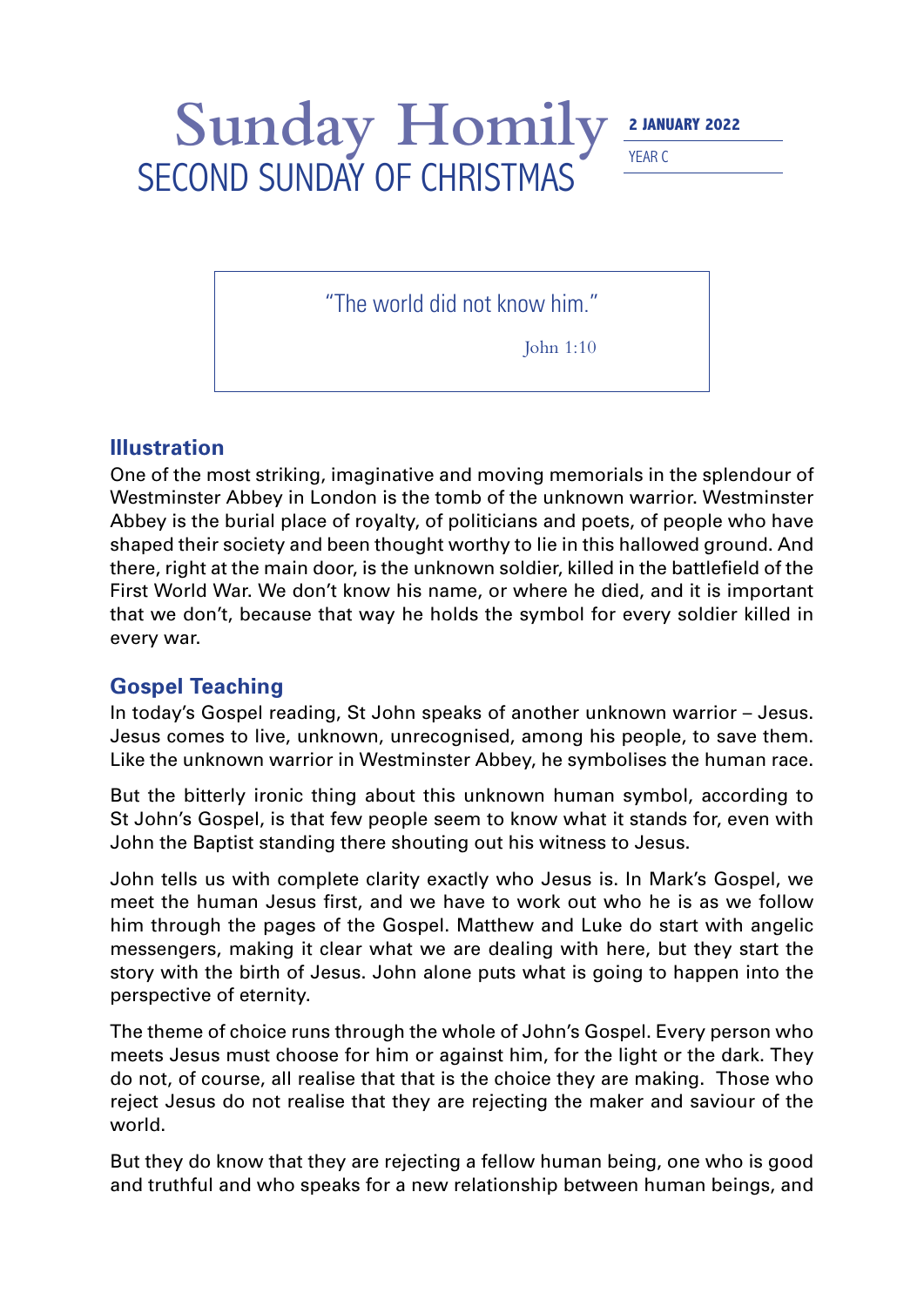# Sunday Homily

## SECOND SUNDAY OF CHRISTMAS

**2 JANUARY 2022**

YEAR C

> "The world did not know him."
>
> John 1:10

## Illustration

One of the most striking, imaginative and moving memorials in the splendour of Westminster Abbey in London is the tomb of the unknown warrior. Westminster Abbey is the burial place of royalty, of politicians and poets, of people who have shaped their society and been thought worthy to lie in this hallowed ground. And there, right at the main door, is the unknown soldier, killed in the battlefield of the First World War. We don't know his name, or where he died, and it is important that we don't, because that way he holds the symbol for every soldier killed in every war.

## Gospel Teaching

In today's Gospel reading, St John speaks of another unknown warrior – Jesus. Jesus comes to live, unknown, unrecognised, among his people, to save them. Like the unknown warrior in Westminster Abbey, he symbolises the human race.

But the bitterly ironic thing about this unknown human symbol, according to St John's Gospel, is that few people seem to know what it stands for, even with John the Baptist standing there shouting out his witness to Jesus.

John tells us with complete clarity exactly who Jesus is. In Mark's Gospel, we meet the human Jesus first, and we have to work out who he is as we follow him through the pages of the Gospel. Matthew and Luke do start with angelic messengers, making it clear what we are dealing with here, but they start the story with the birth of Jesus. John alone puts what is going to happen into the perspective of eternity.

The theme of choice runs through the whole of John's Gospel. Every person who meets Jesus must choose for him or against him, for the light or the dark. They do not, of course, all realise that that is the choice they are making. Those who reject Jesus do not realise that they are rejecting the maker and saviour of the world.

But they do know that they are rejecting a fellow human being, one who is good and truthful and who speaks for a new relationship between human beings, and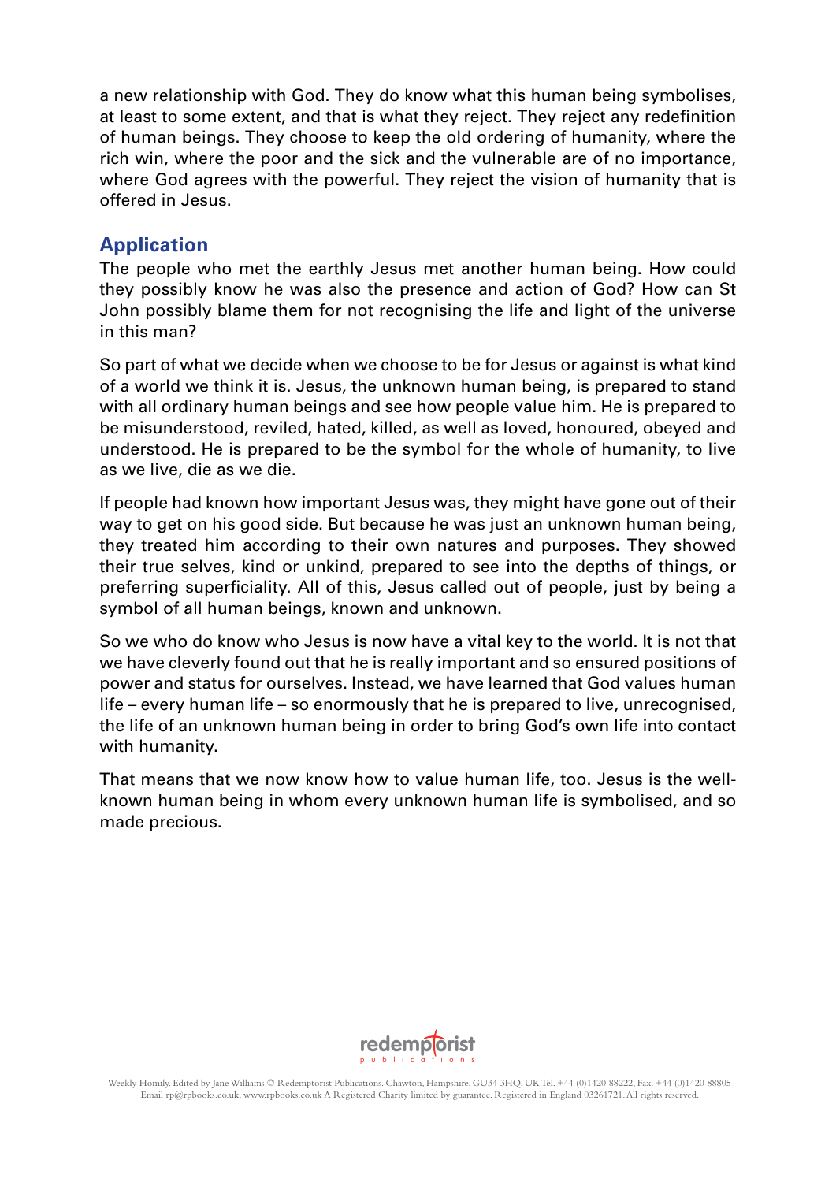a new relationship with God. They do know what this human being symbolises, at least to some extent, and that is what they reject. They reject any redefinition of human beings. They choose to keep the old ordering of humanity, where the rich win, where the poor and the sick and the vulnerable are of no importance, where God agrees with the powerful. They reject the vision of humanity that is offered in Jesus.

## Application

The people who met the earthly Jesus met another human being. How could they possibly know he was also the presence and action of God? How can St John possibly blame them for not recognising the life and light of the universe in this man?

So part of what we decide when we choose to be for Jesus or against is what kind of a world we think it is. Jesus, the unknown human being, is prepared to stand with all ordinary human beings and see how people value him. He is prepared to be misunderstood, reviled, hated, killed, as well as loved, honoured, obeyed and understood. He is prepared to be the symbol for the whole of humanity, to live as we live, die as we die.

If people had known how important Jesus was, they might have gone out of their way to get on his good side. But because he was just an unknown human being, they treated him according to their own natures and purposes. They showed their true selves, kind or unkind, prepared to see into the depths of things, or preferring superficiality. All of this, Jesus called out of people, just by being a symbol of all human beings, known and unknown.

So we who do know who Jesus is now have a vital key to the world. It is not that we have cleverly found out that he is really important and so ensured positions of power and status for ourselves. Instead, we have learned that God values human life – every human life – so enormously that he is prepared to live, unrecognised, the life of an unknown human being in order to bring God's own life into contact with humanity.

That means that we now know how to value human life, too. Jesus is the well-known human being in whom every unknown human life is symbolised, and so made precious.

Weekly Homily. Edited by Jane Williams © Redemptorist Publications. Chawton, Hampshire, GU34 3HQ, UK Tel. +44 (0)1420 88222, Fax. +44 (0)1420 88805 Email rp@rpbooks.co.uk, www.rpbooks.co.uk A Registered Charity limited by guarantee. Registered in England 03261721. All rights reserved.